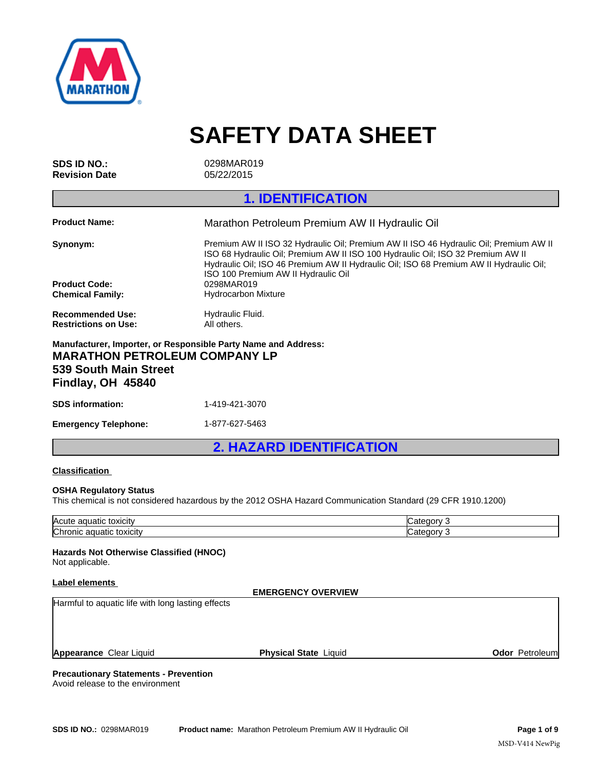# SAFETY DATA SHEET

**SDS ID NO.:** 0298MAR019
**Revision Date** 05/22/2015

## 1. IDENTIFICATION

**Product Name:** Marathon Petroleum Premium AW II Hydraulic Oil

**Synonym:** Premium AW II ISO 32 Hydraulic Oil; Premium AW II ISO 46 Hydraulic Oil; Premium AW II ISO 68 Hydraulic Oil; Premium AW II ISO 100 Hydraulic Oil; ISO 32 Premium AW II Hydraulic Oil; ISO 46 Premium AW II Hydraulic Oil; ISO 68 Premium AW II Hydraulic Oil; ISO 100 Premium AW II Hydraulic Oil

**Product Code:** 0298MAR019
**Chemical Family:** Hydrocarbon Mixture

**Recommended Use:** Hydraulic Fluid.
**Restrictions on Use:** All others.

**Manufacturer, Importer, or Responsible Party Name and Address:**
**MARATHON PETROLEUM COMPANY LP**
**539 South Main Street**
**Findlay, OH 45840**

**SDS information:** 1-419-421-3070

**Emergency Telephone:** 1-877-627-5463

## 2. HAZARD IDENTIFICATION

**Classification**

**OSHA Regulatory Status**
This chemical is not considered hazardous by the 2012 OSHA Hazard Communication Standard (29 CFR 1910.1200)

| | |
|---|---|
| Acute aquatic toxicity | Category 3 |
| Chronic aquatic toxicity | Category 3 |

**Hazards Not Otherwise Classified (HNOC)**
Not applicable.

**Label elements**

**EMERGENCY OVERVIEW**

Harmful to aquatic life with long lasting effects

**Appearance** Clear Liquid **Physical State** Liquid **Odor** Petroleum

**Precautionary Statements - Prevention**
Avoid release to the environment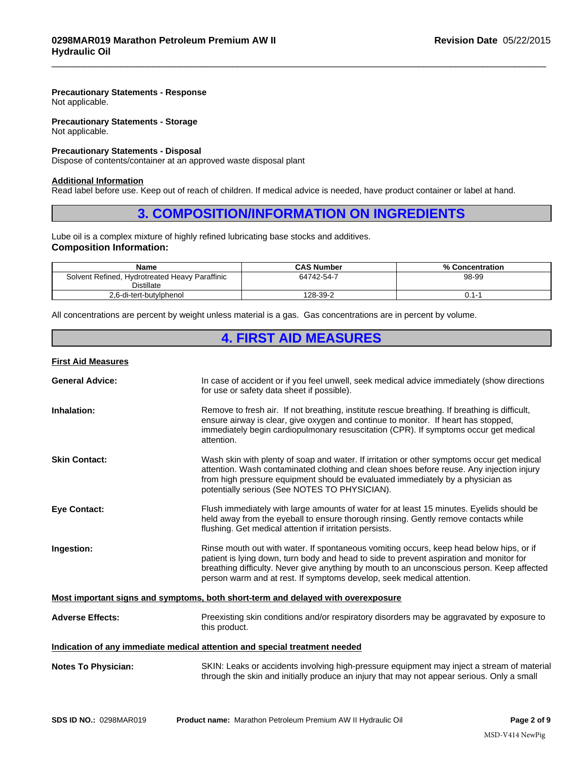**Precautionary Statements - Response**
Not applicable.

**Precautionary Statements - Storage**
Not applicable.

**Precautionary Statements - Disposal**
Dispose of contents/container at an approved waste disposal plant

**Additional Information**
Read label before use. Keep out of reach of children. If medical advice is needed, have product container or label at hand.

## 3. COMPOSITION/INFORMATION ON INGREDIENTS

Lube oil is a complex mixture of highly refined lubricating base stocks and additives.

**Composition Information:**

| Name | CAS Number | % Concentration |
|---|---|---|
| Solvent Refined, Hydrotreated Heavy Paraffinic Distillate | 64742-54-7 | 98-99 |
| 2,6-di-tert-butylphenol | 128-39-2 | 0.1-1 |

All concentrations are percent by weight unless material is a gas. Gas concentrations are in percent by volume.

## 4. FIRST AID MEASURES

**First Aid Measures**

**General Advice:** In case of accident or if you feel unwell, seek medical advice immediately (show directions for use or safety data sheet if possible).

**Inhalation:** Remove to fresh air. If not breathing, institute rescue breathing. If breathing is difficult, ensure airway is clear, give oxygen and continue to monitor. If heart has stopped, immediately begin cardiopulmonary resuscitation (CPR). If symptoms occur get medical attention.

**Skin Contact:** Wash skin with plenty of soap and water. If irritation or other symptoms occur get medical attention. Wash contaminated clothing and clean shoes before reuse. Any injection injury from high pressure equipment should be evaluated immediately by a physician as potentially serious (See NOTES TO PHYSICIAN).

**Eye Contact:** Flush immediately with large amounts of water for at least 15 minutes. Eyelids should be held away from the eyeball to ensure thorough rinsing. Gently remove contacts while flushing. Get medical attention if irritation persists.

**Ingestion:** Rinse mouth out with water. If spontaneous vomiting occurs, keep head below hips, or if patient is lying down, turn body and head to side to prevent aspiration and monitor for breathing difficulty. Never give anything by mouth to an unconscious person. Keep affected person warm and at rest. If symptoms develop, seek medical attention.

**Most important signs and symptoms, both short-term and delayed with overexposure**

**Adverse Effects:** Preexisting skin conditions and/or respiratory disorders may be aggravated by exposure to this product.

**Indication of any immediate medical attention and special treatment needed**

**Notes To Physician:** SKIN: Leaks or accidents involving high-pressure equipment may inject a stream of material through the skin and initially produce an injury that may not appear serious. Only a small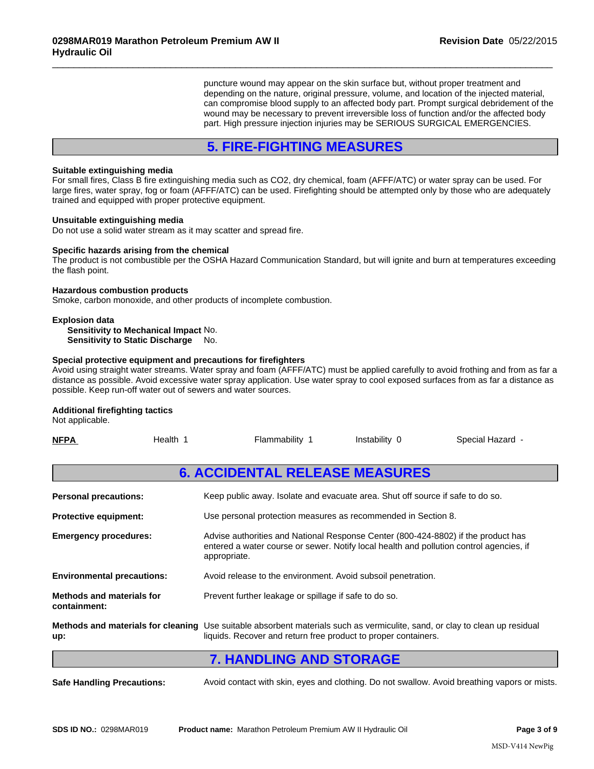puncture wound may appear on the skin surface but, without proper treatment and depending on the nature, original pressure, volume, and location of the injected material, can compromise blood supply to an affected body part. Prompt surgical debridement of the wound may be necessary to prevent irreversible loss of function and/or the affected body part. High pressure injection injuries may be SERIOUS SURGICAL EMERGENCIES.

## 5. FIRE-FIGHTING MEASURES

**Suitable extinguishing media**

For small fires, Class B fire extinguishing media such as $CO_2$, dry chemical, foam (AFFF/ATC) or water spray can be used. For large fires, water spray, fog or foam (AFFF/ATC) can be used. Firefighting should be attempted only by those who are adequately trained and equipped with proper protective equipment.

**Unsuitable extinguishing media**

Do not use a solid water stream as it may scatter and spread fire.

**Specific hazards arising from the chemical**

The product is not combustible per the OSHA Hazard Communication Standard, but will ignite and burn at temperatures exceeding the flash point.

**Hazardous combustion products**

Smoke, carbon monoxide, and other products of incomplete combustion.

**Explosion data**

**Sensitivity to Mechanical Impact** No.
**Sensitivity to Static Discharge** No.

**Special protective equipment and precautions for firefighters**

Avoid using straight water streams. Water spray and foam (AFFF/ATC) must be applied carefully to avoid frothing and from as far a distance as possible. Avoid excessive water spray application. Use water spray to cool exposed surfaces from as far a distance as possible. Keep run-off water out of sewers and water sources.

**Additional firefighting tactics**

Not applicable.

| **NFPA** | Health 1 | Flammability 1 | Instability 0 | Special Hazard - |
|---|---|---|---|---|

## 6. ACCIDENTAL RELEASE MEASURES

**Personal precautions:** Keep public away. Isolate and evacuate area. Shut off source if safe to do so.

**Protective equipment:** Use personal protection measures as recommended in Section 8.

**Emergency procedures:** Advise authorities and National Response Center (800-424-8802) if the product has entered a water course or sewer. Notify local health and pollution control agencies, if appropriate.

**Environmental precautions:** Avoid release to the environment. Avoid subsoil penetration.

**Methods and materials for containment:** Prevent further leakage or spillage if safe to do so.

**Methods and materials for cleaning up:** Use suitable absorbent materials such as vermiculite, sand, or clay to clean up residual liquids. Recover and return free product to proper containers.

## 7. HANDLING AND STORAGE

**Safe Handling Precautions:** Avoid contact with skin, eyes and clothing. Do not swallow. Avoid breathing vapors or mists.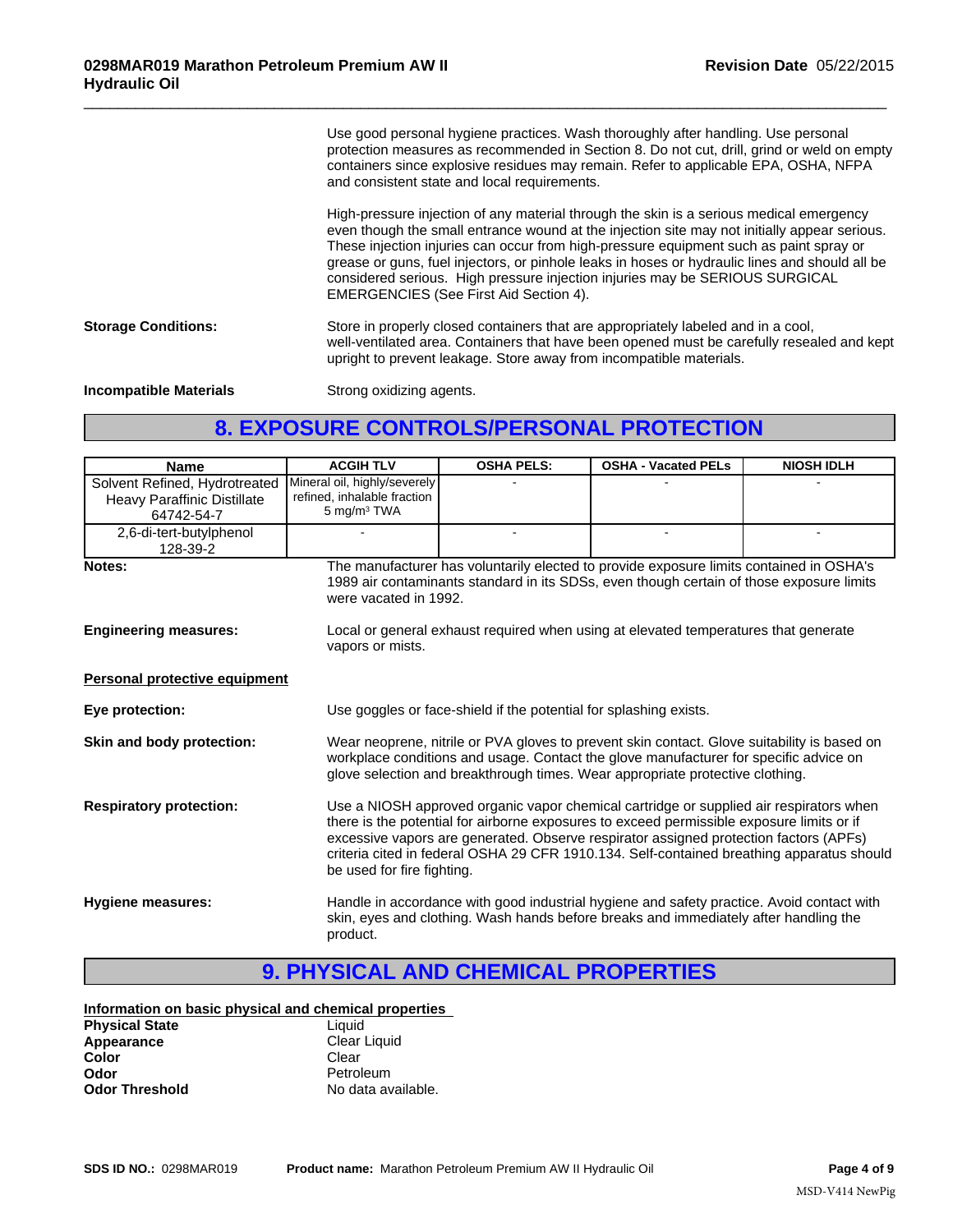Use good personal hygiene practices. Wash thoroughly after handling. Use personal protection measures as recommended in Section 8. Do not cut, drill, grind or weld on empty containers since explosive residues may remain. Refer to applicable EPA, OSHA, NFPA and consistent state and local requirements.

High-pressure injection of any material through the skin is a serious medical emergency even though the small entrance wound at the injection site may not initially appear serious. These injection injuries can occur from high-pressure equipment such as paint spray or grease or guns, fuel injectors, or pinhole leaks in hoses or hydraulic lines and should all be considered serious. High pressure injection injuries may be SERIOUS SURGICAL EMERGENCIES (See First Aid Section 4).

**Storage Conditions:** Store in properly closed containers that are appropriately labeled and in a cool, well-ventilated area. Containers that have been opened must be carefully resealed and kept upright to prevent leakage. Store away from incompatible materials.

**Incompatible Materials** Strong oxidizing agents.

## 8. EXPOSURE CONTROLS/PERSONAL PROTECTION

| Name | ACGIH TLV | OSHA PELS: | OSHA - Vacated PELs | NIOSH IDLH |
|---|---|---|---|---|
| Solvent Refined, Hydrotreated Heavy Paraffinic Distillate 64742-54-7 | Mineral oil, highly/severely refined, inhalable fraction 5 mg/m³ TWA | - | - | - |
| 2,6-di-tert-butylphenol 128-39-2 | - | - | - | - |

**Notes:** The manufacturer has voluntarily elected to provide exposure limits contained in OSHA's 1989 air contaminants standard in its SDSs, even though certain of those exposure limits were vacated in 1992.

**Engineering measures:** Local or general exhaust required when using at elevated temperatures that generate vapors or mists.

**Personal protective equipment**

**Eye protection:** Use goggles or face-shield if the potential for splashing exists.

**Skin and body protection:** Wear neoprene, nitrile or PVA gloves to prevent skin contact. Glove suitability is based on workplace conditions and usage. Contact the glove manufacturer for specific advice on glove selection and breakthrough times. Wear appropriate protective clothing.

**Respiratory protection:** Use a NIOSH approved organic vapor chemical cartridge or supplied air respirators when there is the potential for airborne exposures to exceed permissible exposure limits or if excessive vapors are generated. Observe respirator assigned protection factors (APFs) criteria cited in federal OSHA 29 CFR 1910.134. Self-contained breathing apparatus should be used for fire fighting.

**Hygiene measures:** Handle in accordance with good industrial hygiene and safety practice. Avoid contact with skin, eyes and clothing. Wash hands before breaks and immediately after handling the product.

## 9. PHYSICAL AND CHEMICAL PROPERTIES

**Information on basic physical and chemical properties**

| | |
|---|---|
| **Physical State** | Liquid |
| **Appearance** | Clear Liquid |
| **Color** | Clear |
| **Odor** | Petroleum |
| **Odor Threshold** | No data available. |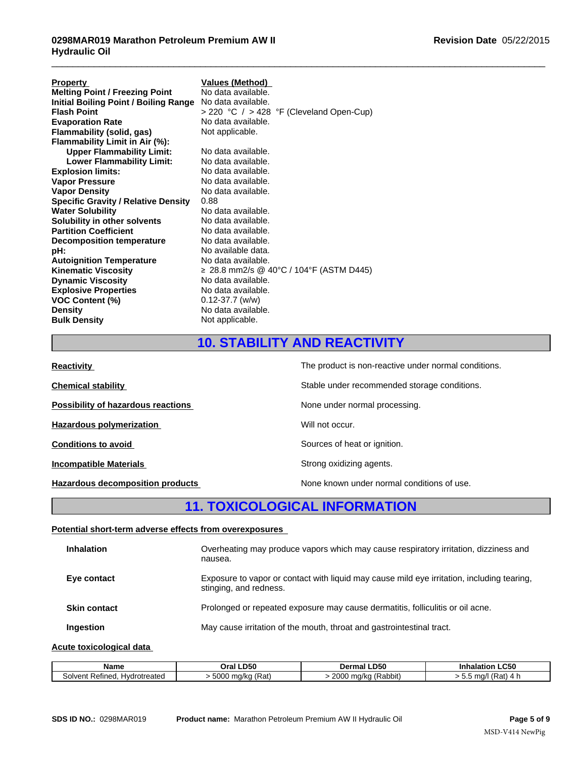| Property | Values (Method) |
|---|---|
| Melting Point / Freezing Point | No data available. |
| Initial Boiling Point / Boiling Range | No data available. |
| Flash Point | > 220 °C / > 428 °F (Cleveland Open-Cup) |
| Evaporation Rate | No data available. |
| Flammability (solid, gas) | Not applicable. |
| Flammability Limit in Air (%): | |
| Upper Flammability Limit: | No data available. |
| Lower Flammability Limit: | No data available. |
| Explosion limits: | No data available. |
| Vapor Pressure | No data available. |
| Vapor Density | No data available. |
| Specific Gravity / Relative Density | 0.88 |
| Water Solubility | No data available. |
| Solubility in other solvents | No data available. |
| Partition Coefficient | No data available. |
| Decomposition temperature | No data available. |
| pH: | No available data. |
| Autoignition Temperature | No data available. |
| Kinematic Viscosity | ≥ 28.8 mm2/s @ 40°C / 104°F (ASTM D445) |
| Dynamic Viscosity | No data available. |
| Explosive Properties | No data available. |
| VOC Content (%) | 0.12-37.7 (w/w) |
| Density | No data available. |
| Bulk Density | Not applicable. |

# 10. STABILITY AND REACTIVITY

**Reactivity**: The product is non-reactive under normal conditions.

**Chemical stability**: Stable under recommended storage conditions.

**Possibility of hazardous reactions**: None under normal processing.

**Hazardous polymerization**: Will not occur.

**Conditions to avoid**: Sources of heat or ignition.

**Incompatible Materials**: Strong oxidizing agents.

**Hazardous decomposition products**: None known under normal conditions of use.

# 11. TOXICOLOGICAL INFORMATION

**Potential short-term adverse effects from overexposures**

**Inhalation**: Overheating may produce vapors which may cause respiratory irritation, dizziness and nausea.

**Eye contact**: Exposure to vapor or contact with liquid may cause mild eye irritation, including tearing, stinging, and redness.

**Skin contact**: Prolonged or repeated exposure may cause dermatitis, folliculitis or oil acne.

**Ingestion**: May cause irritation of the mouth, throat and gastrointestinal tract.

**Acute toxicological data**

| Name | Oral LD50 | Dermal LD50 | Inhalation LC50 |
|---|---|---|---|
| Solvent Refined, Hydrotreated | > 5000 mg/kg (Rat) | > 2000 mg/kg (Rabbit) | > 5.5 mg/l (Rat) 4 h |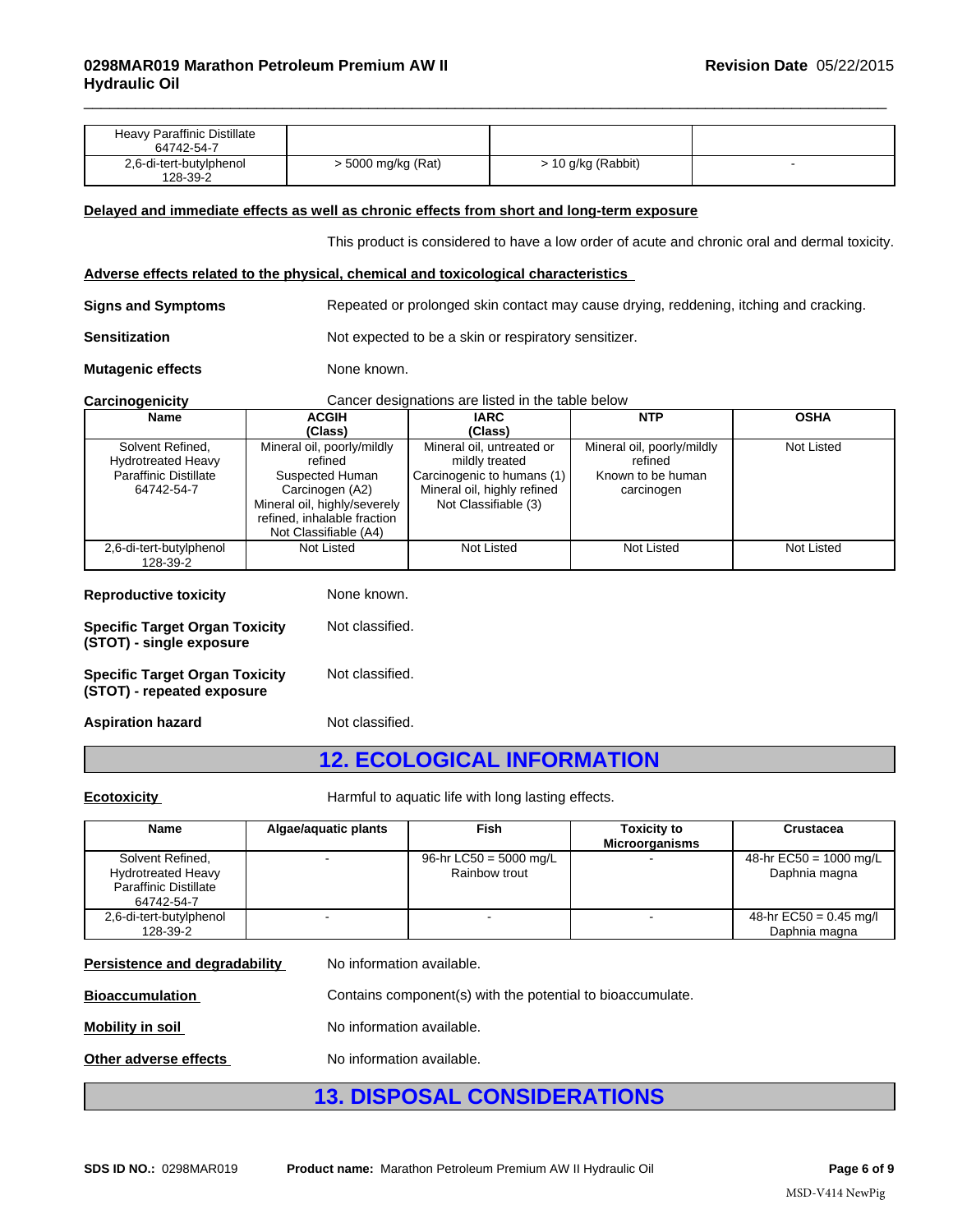| | | | |
|---|---|---|---|
| Heavy Paraffinic Distillate 64742-54-7 | | | |
| 2,6-di-tert-butylphenol 128-39-2 | > 5000 mg/kg (Rat) | > 10 g/kg (Rabbit) | - |

**Delayed and immediate effects as well as chronic effects from short and long-term exposure**

This product is considered to have a low order of acute and chronic oral and dermal toxicity.

**Adverse effects related to the physical, chemical and toxicological characteristics**

**Signs and Symptoms** Repeated or prolonged skin contact may cause drying, reddening, itching and cracking.

**Sensitization** Not expected to be a skin or respiratory sensitizer.

**Mutagenic effects** None known.

**Carcinogenicity** Cancer designations are listed in the table below

| Name | ACGIH (Class) | IARC (Class) | NTP | OSHA |
|---|---|---|---|---|
| Solvent Refined, Hydrotreated Heavy Paraffinic Distillate 64742-54-7 | Mineral oil, poorly/mildly refined Suspected Human Carcinogen (A2) Mineral oil, highly/severely refined, inhalable fraction Not Classifiable (A4) | Mineral oil, untreated or mildly treated Carcinogenic to humans (1) Mineral oil, highly refined Not Classifiable (3) | Mineral oil, poorly/mildly refined Known to be human carcinogen | Not Listed |
| 2,6-di-tert-butylphenol 128-39-2 | Not Listed | Not Listed | Not Listed | Not Listed |

**Reproductive toxicity** None known.

**Specific Target Organ Toxicity (STOT) - single exposure** Not classified.

**Specific Target Organ Toxicity (STOT) - repeated exposure** Not classified.

**Aspiration hazard** Not classified.

## 12. ECOLOGICAL INFORMATION

**Ecotoxicity** Harmful to aquatic life with long lasting effects.

| Name | Algae/aquatic plants | Fish | Toxicity to Microorganisms | Crustacea |
|---|---|---|---|---|
| Solvent Refined, Hydrotreated Heavy Paraffinic Distillate 64742-54-7 | - | 96-hr LC50 = 5000 mg/L Rainbow trout | - | 48-hr EC50 = 1000 mg/L Daphnia magna |
| 2,6-di-tert-butylphenol 128-39-2 | - | - | - | 48-hr EC50 = 0.45 mg/l Daphnia magna |

**Persistence and degradability** No information available.

**Bioaccumulation** Contains component(s) with the potential to bioaccumulate.

**Mobility in soil** No information available.

**Other adverse effects** No information available.

## 13. DISPOSAL CONSIDERATIONS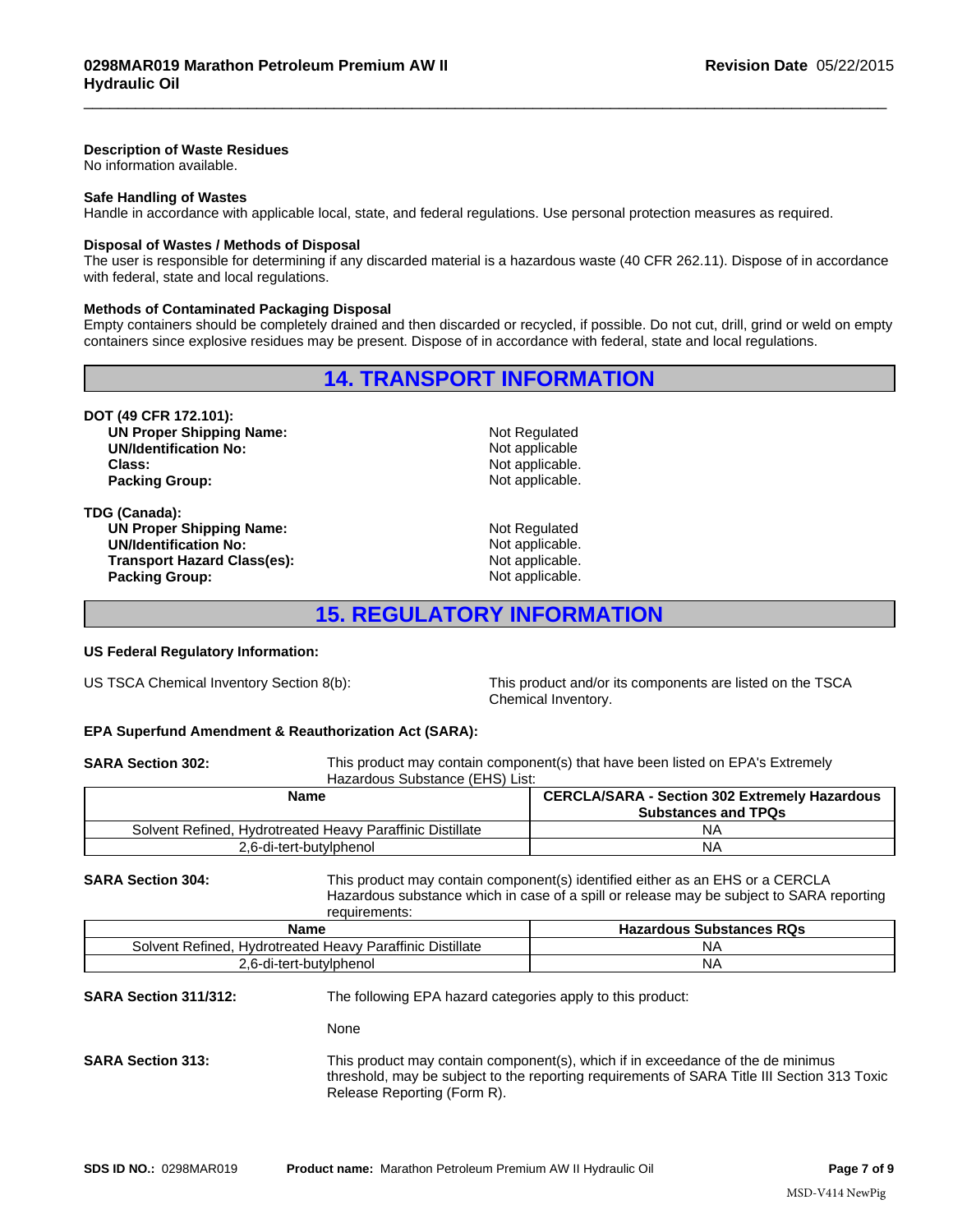**Description of Waste Residues**
No information available.

**Safe Handling of Wastes**
Handle in accordance with applicable local, state, and federal regulations. Use personal protection measures as required.

**Disposal of Wastes / Methods of Disposal**
The user is responsible for determining if any discarded material is a hazardous waste (40 CFR 262.11). Dispose of in accordance with federal, state and local regulations.

**Methods of Contaminated Packaging Disposal**
Empty containers should be completely drained and then discarded or recycled, if possible. Do not cut, drill, grind or weld on empty containers since explosive residues may be present. Dispose of in accordance with federal, state and local regulations.

## 14. TRANSPORT INFORMATION

**DOT (49 CFR 172.101):**

| | |
|---|---|
| **UN Proper Shipping Name:** | Not Regulated |
| **UN/Identification No:** | Not applicable |
| **Class:** | Not applicable. |
| **Packing Group:** | Not applicable. |

**TDG (Canada):**

| | |
|---|---|
| **UN Proper Shipping Name:** | Not Regulated |
| **UN/Identification No:** | Not applicable. |
| **Transport Hazard Class(es):** | Not applicable. |
| **Packing Group:** | Not applicable. |

## 15. REGULATORY INFORMATION

**US Federal Regulatory Information:**

US TSCA Chemical Inventory Section 8(b): This product and/or its components are listed on the TSCA Chemical Inventory.

**EPA Superfund Amendment & Reauthorization Act (SARA):**

**SARA Section 302:** This product may contain component(s) that have been listed on EPA's Extremely Hazardous Substance (EHS) List:

| Name | CERCLA/SARA - Section 302 Extremely Hazardous Substances and TPQs |
|---|---|
| Solvent Refined, Hydrotreated Heavy Paraffinic Distillate | NA |
| 2,6-di-tert-butylphenol | NA |

**SARA Section 304:** This product may contain component(s) identified either as an EHS or a CERCLA Hazardous substance which in case of a spill or release may be subject to SARA reporting requirements:

| Name | Hazardous Substances RQs |
|---|---|
| Solvent Refined, Hydrotreated Heavy Paraffinic Distillate | NA |
| 2,6-di-tert-butylphenol | NA |

**SARA Section 311/312:** The following EPA hazard categories apply to this product:

None

**SARA Section 313:** This product may contain component(s), which if in exceedance of the de minimus threshold, may be subject to the reporting requirements of SARA Title III Section 313 Toxic Release Reporting (Form R).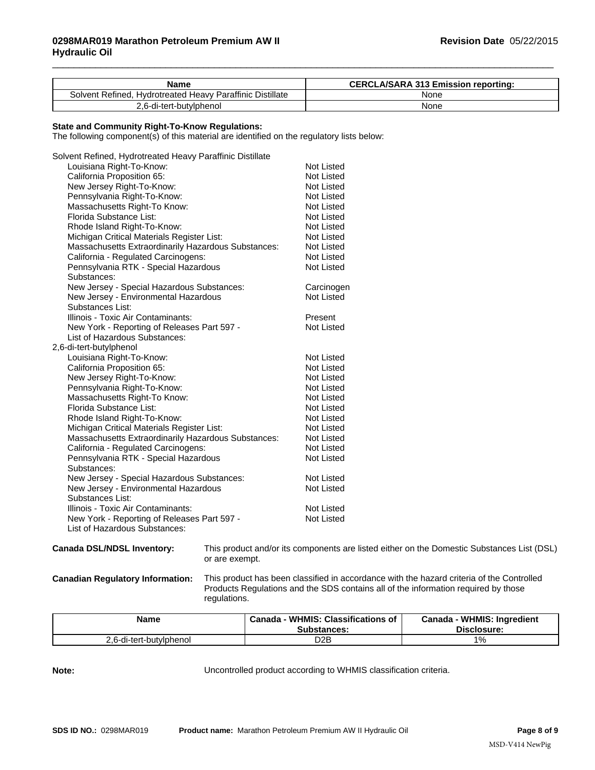| Name | CERCLA/SARA 313 Emission reporting: |
|---|---|
| Solvent Refined, Hydrotreated Heavy Paraffinic Distillate | None |
| 2,6-di-tert-butylphenol | None |

**State and Community Right-To-Know Regulations:**
The following component(s) of this material are identified on the regulatory lists below:

Solvent Refined, Hydrotreated Heavy Paraffinic Distillate

| | |
|---|---|
| Louisiana Right-To-Know: | Not Listed |
| California Proposition 65: | Not Listed |
| New Jersey Right-To-Know: | Not Listed |
| Pennsylvania Right-To-Know: | Not Listed |
| Massachusetts Right-To Know: | Not Listed |
| Florida Substance List: | Not Listed |
| Rhode Island Right-To-Know: | Not Listed |
| Michigan Critical Materials Register List: | Not Listed |
| Massachusetts Extraordinarily Hazardous Substances: | Not Listed |
| California - Regulated Carcinogens: | Not Listed |
| Pennsylvania RTK - Special Hazardous Substances: | Not Listed |
| New Jersey - Special Hazardous Substances: | Carcinogen |
| New Jersey - Environmental Hazardous Substances List: | Not Listed |
| Illinois - Toxic Air Contaminants: | Present |
| New York - Reporting of Releases Part 597 - List of Hazardous Substances: | Not Listed |

2,6-di-tert-butylphenol

| | |
|---|---|
| Louisiana Right-To-Know: | Not Listed |
| California Proposition 65: | Not Listed |
| New Jersey Right-To-Know: | Not Listed |
| Pennsylvania Right-To-Know: | Not Listed |
| Massachusetts Right-To Know: | Not Listed |
| Florida Substance List: | Not Listed |
| Rhode Island Right-To-Know: | Not Listed |
| Michigan Critical Materials Register List: | Not Listed |
| Massachusetts Extraordinarily Hazardous Substances: | Not Listed |
| California - Regulated Carcinogens: | Not Listed |
| Pennsylvania RTK - Special Hazardous Substances: | Not Listed |
| New Jersey - Special Hazardous Substances: | Not Listed |
| New Jersey - Environmental Hazardous Substances List: | Not Listed |
| Illinois - Toxic Air Contaminants: | Not Listed |
| New York - Reporting of Releases Part 597 - List of Hazardous Substances: | Not Listed |

**Canada DSL/NDSL Inventory:** This product and/or its components are listed either on the Domestic Substances List (DSL) or are exempt.

**Canadian Regulatory Information:** This product has been classified in accordance with the hazard criteria of the Controlled Products Regulations and the SDS contains all of the information required by those regulations.

| Name | Canada - WHMIS: Classifications of Substances: | Canada - WHMIS: Ingredient Disclosure: |
|---|---|---|
| 2,6-di-tert-butylphenol | D2B | 1% |

**Note:** Uncontrolled product according to WHMIS classification criteria.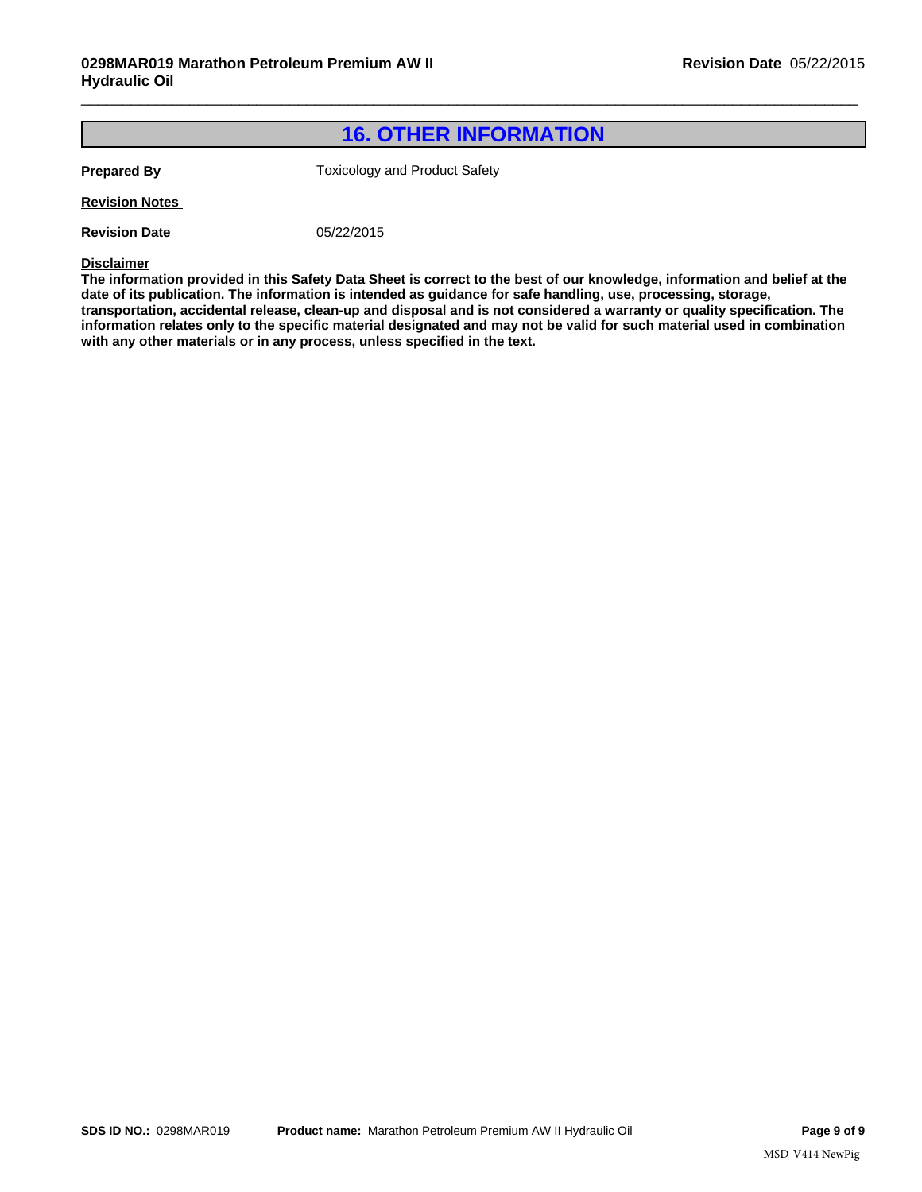## 16. OTHER INFORMATION

**Prepared By** Toxicology and Product Safety

**Revision Notes**

**Revision Date** 05/22/2015

**Disclaimer**

**The information provided in this Safety Data Sheet is correct to the best of our knowledge, information and belief at the date of its publication. The information is intended as guidance for safe handling, use, processing, storage, transportation, accidental release, clean-up and disposal and is not considered a warranty or quality specification. The information relates only to the specific material designated and may not be valid for such material used in combination with any other materials or in any process, unless specified in the text.**